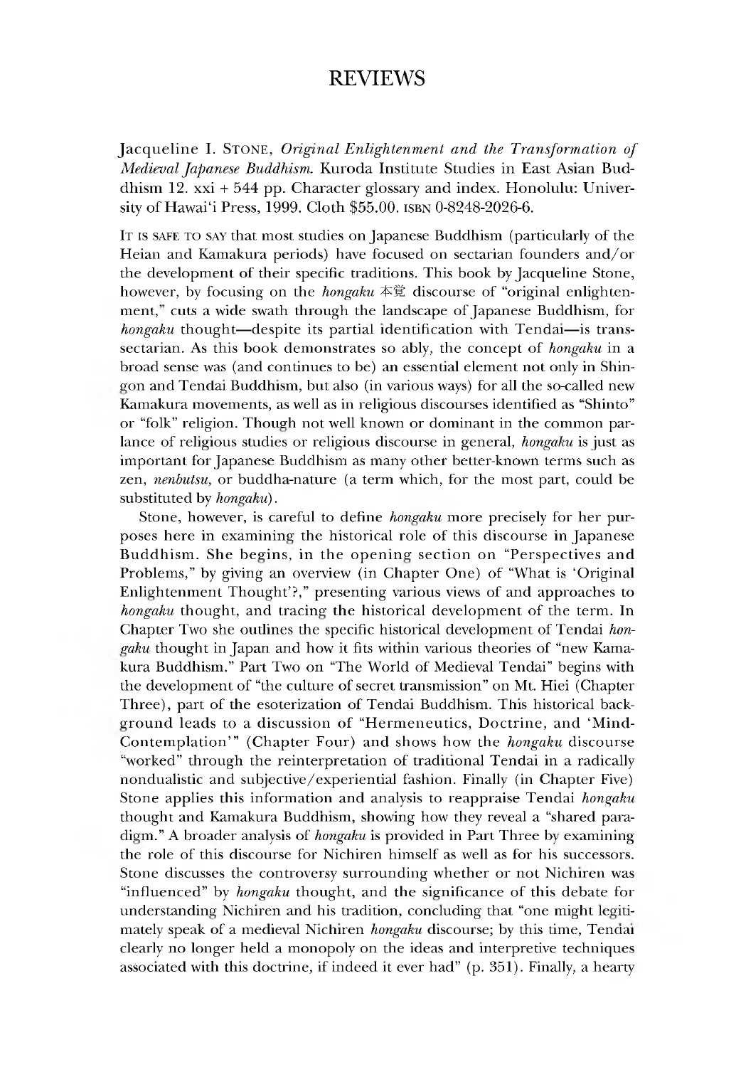# REVIEWS

Jacqueline I. Stone, *Original Enlightenment and the Transformation of Medieval Japanese Buddhism.* Kuroda Institute Studies in East Asian Buddhism 12. xxi + 544 pp. Character glossary and index. Honolulu: University of Hawai'i Press, 1999. Cloth $55.00. ISBN 0-8248-2026-6.

It is safe to say that most studies on Japanese Buddhism (particularly of the Heian and Kamakura periods) have focused on sectarian founders and/or the development of their specific traditions. This book by Jacqueline Stone, however, by focusing on the *hongaku* 本覚 discourse of "original enlightenment," cuts a wide swath through the landscape of Japanese Buddhism, for *hongaku* thought—despite its partial identification with Tendai—is trans-sectarian. As this book demonstrates so ably, the concept of *hongaku* in a broad sense was (and continues to be) an essential element not only in Shingon and Tendai Buddhism, but also (in various ways) for all the so-called new Kamakura movements, as well as in religious discourses identified as "Shinto" or "folk" religion. Though not well known or dominant in the common parlance of religious studies or religious discourse in general, *hongaku* is just as important for Japanese Buddhism as many other better-known terms such as zen, *nenbutsu*, or buddha-nature (a term which, for the most part, could be substituted by *hongaku*).

Stone, however, is careful to define *hongaku* more precisely for her purposes here in examining the historical role of this discourse in Japanese Buddhism. She begins, in the opening section on "Perspectives and Problems," by giving an overview (in Chapter One) of "What is 'Original Enlightenment Thought'?," presenting various views of and approaches to *hongaku* thought, and tracing the historical development of the term. In Chapter Two she outlines the specific historical development of Tendai *hongaku* thought in Japan and how it fits within various theories of "new Kamakura Buddhism." Part Two on "The World of Medieval Tendai" begins with the development of "the culture of secret transmission" on Mt. Hiei (Chapter Three), part of the esoterization of Tendai Buddhism. This historical background leads to a discussion of "Hermeneutics, Doctrine, and 'Mind-Contemplation'" (Chapter Four) and shows how the *hongaku* discourse "worked" through the reinterpretation of traditional Tendai in a radically nondualistic and subjective/experiential fashion. Finally (in Chapter Five) Stone applies this information and analysis to reappraise Tendai *hongaku* thought and Kamakura Buddhism, showing how they reveal a "shared paradigm." A broader analysis of *hongaku* is provided in Part Three by examining the role of this discourse for Nichiren himself as well as for his successors. Stone discusses the controversy surrounding whether or not Nichiren was "influenced" by *hongaku* thought, and the significance of this debate for understanding Nichiren and his tradition, concluding that "one might legitimately speak of a medieval Nichiren *hongaku* discourse; by this time, Tendai clearly no longer held a monopoly on the ideas and interpretive techniques associated with this doctrine, if indeed it ever had" (p. 351). Finally, a hearty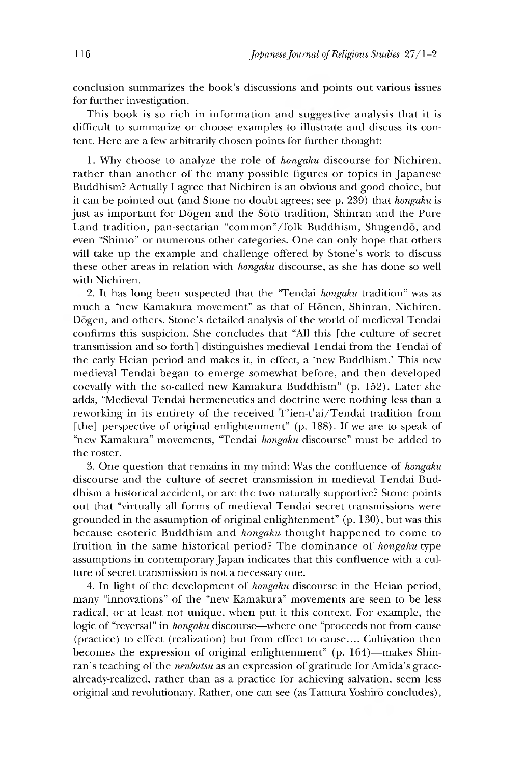conclusion summarizes the book's discussions and points out various issues for further investigation.

This book is so rich in information and suggestive analysis that it is difficult to summarize or choose examples to illustrate and discuss its content. Here are a few arbitrarily chosen points for further thought:

1. Why choose to analyze the role of *hongaku* discourse for Nichiren, rather than another of the many possible figures or topics in Japanese Buddhism? Actually I agree that Nichiren is an obvious and good choice, but it can be pointed out (and Stone no doubt agrees; see p. 239) that *hongaku* is just as important for Dōgen and the Sōtō tradition, Shinran and the Pure Land tradition, pan-sectarian "common"/folk Buddhism, Shugendō, and even "Shinto" or numerous other categories. One can only hope that others will take up the example and challenge offered by Stone's work to discuss these other areas in relation with *hongaku* discourse, as she has done so well with Nichiren.

2. It has long been suspected that the "Tendai *hongaku* tradition" was as much a "new Kamakura movement" as that of Hōnen, Shinran, Nichiren, Dōgen, and others. Stone's detailed analysis of the world of medieval Tendai confirms this suspicion. She concludes that "All this [the culture of secret transmission and so forth] distinguishes medieval Tendai from the Tendai of the early Heian period and makes it, in effect, a 'new Buddhism.' This new medieval Tendai began to emerge somewhat before, and then developed coevally with the so-called new Kamakura Buddhism" (p. 152). Later she adds, "Medieval Tendai hermeneutics and doctrine were nothing less than a reworking in its entirety of the received T'ien-t'ai/Tendai tradition from [the] perspective of original enlightenment" (p. 188). If we are to speak of "new Kamakura" movements, "Tendai *hongaku* discourse" must be added to the roster.

3. One question that remains in my mind: Was the confluence of *hongaku* discourse and the culture of secret transmission in medieval Tendai Buddhism a historical accident, or are the two naturally supportive? Stone points out that "virtually all forms of medieval Tendai secret transmissions were grounded in the assumption of original enlightenment" (p. 130), but was this because esoteric Buddhism and *hongaku* thought happened to come to fruition in the same historical period? The dominance of *hongaku*-type assumptions in contemporary Japan indicates that this confluence with a culture of secret transmission is not a necessary one.

4. In light of the development of *hongaku* discourse in the Heian period, many "innovations" of the "new Kamakura" movements are seen to be less radical, or at least not unique, when put it this context. For example, the logic of "reversal" in *hongaku* discourse—where one "proceeds not from cause (practice) to effect (realization) but from effect to cause.... Cultivation then becomes the expression of original enlightenment" (p. 164)—makes Shinran's teaching of the *nenbutsu* as an expression of gratitude for Amida's grace-already-realized, rather than as a practice for achieving salvation, seem less original and revolutionary. Rather, one can see (as Tamura Yoshirō concludes),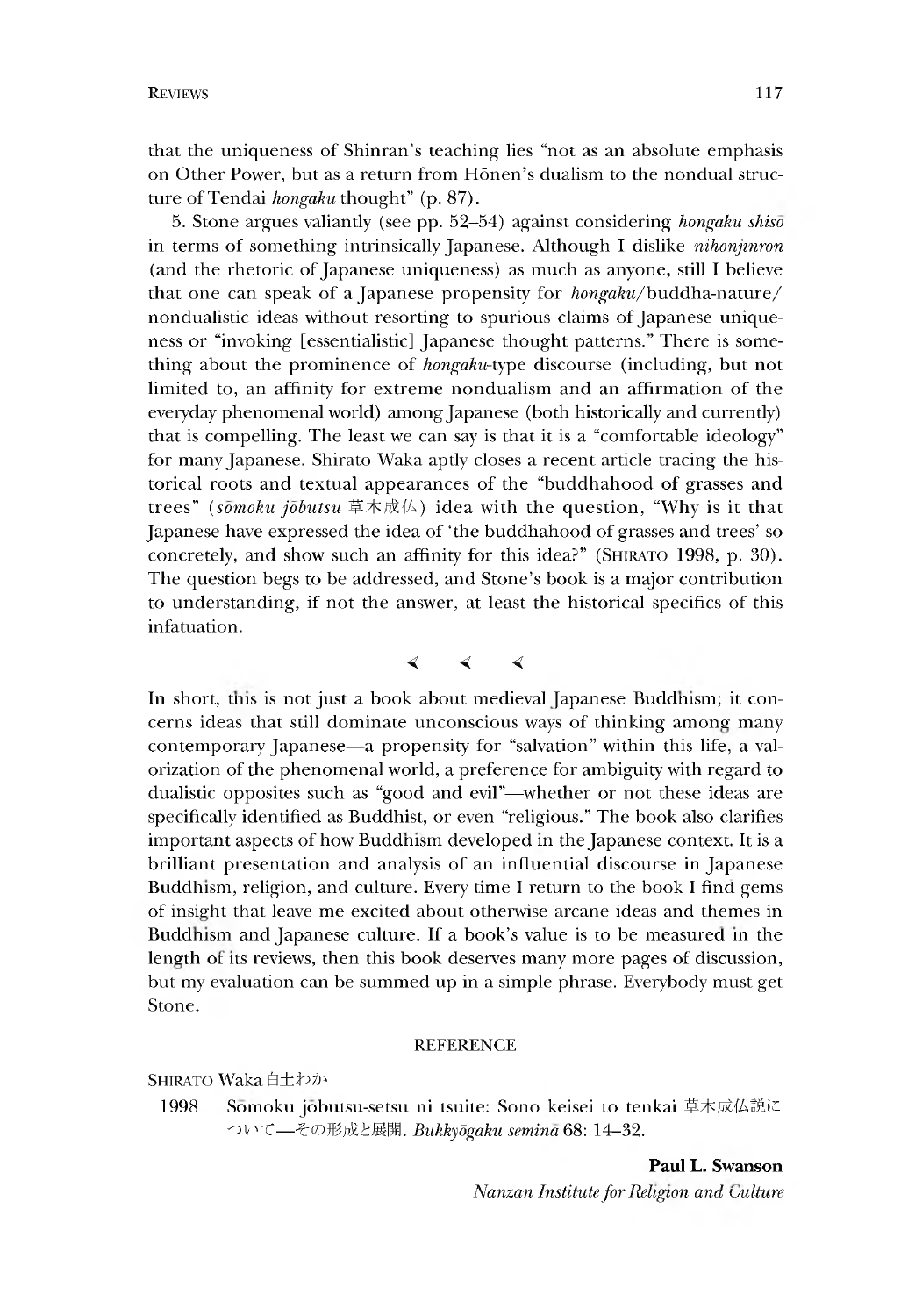that the uniqueness of Shinran's teaching lies "not as an absolute emphasis on Other Power, but as a return from Hōnen's dualism to the nondual structure of Tendai *hongaku* thought" (p. 87).

5. Stone argues valiantly (see pp. 52–54) against considering *hongaku shisō* in terms of something intrinsically Japanese. Although I dislike *nihonjinron* (and the rhetoric of Japanese uniqueness) as much as anyone, still I believe that one can speak of a Japanese propensity for *hongaku*/buddha-nature/nondualistic ideas without resorting to spurious claims of Japanese uniqueness or "invoking [essentialistic] Japanese thought patterns." There is something about the prominence of *hongaku*-type discourse (including, but not limited to, an affinity for extreme nondualism and an affirmation of the everyday phenomenal world) among Japanese (both historically and currently) that is compelling. The least we can say is that it is a "comfortable ideology" for many Japanese. Shirato Waka aptly closes a recent article tracing the historical roots and textual appearances of the "buddhahood of grasses and trees" (*sōmoku jōbutsu* 草木成仏) idea with the question, "Why is it that Japanese have expressed the idea of 'the buddhahood of grasses and trees' so concretely, and show such an affinity for this idea?" (SHIRATO 1998, p. 30). The question begs to be addressed, and Stone's book is a major contribution to understanding, if not the answer, at least the historical specifics of this infatuation.

In short, this is not just a book about medieval Japanese Buddhism; it concerns ideas that still dominate unconscious ways of thinking among many contemporary Japanese—a propensity for "salvation" within this life, a valorization of the phenomenal world, a preference for ambiguity with regard to dualistic opposites such as "good and evil"—whether or not these ideas are specifically identified as Buddhist, or even "religious." The book also clarifies important aspects of how Buddhism developed in the Japanese context. It is a brilliant presentation and analysis of an influential discourse in Japanese Buddhism, religion, and culture. Every time I return to the book I find gems of insight that leave me excited about otherwise arcane ideas and themes in Buddhism and Japanese culture. If a book's value is to be measured in the length of its reviews, then this book deserves many more pages of discussion, but my evaluation can be summed up in a simple phrase. Everybody must get Stone.

## REFERENCE

SHIRATO Waka 白土わか

1998 Sōmoku jōbutsu-setsu ni tsuite: Sono keisei to tenkai 草木成仏説について—その形成と展開. *Bukkyōgaku seminā* 68: 14–32.

**Paul L. Swanson**
*Nanzan Institute for Religion and Culture*